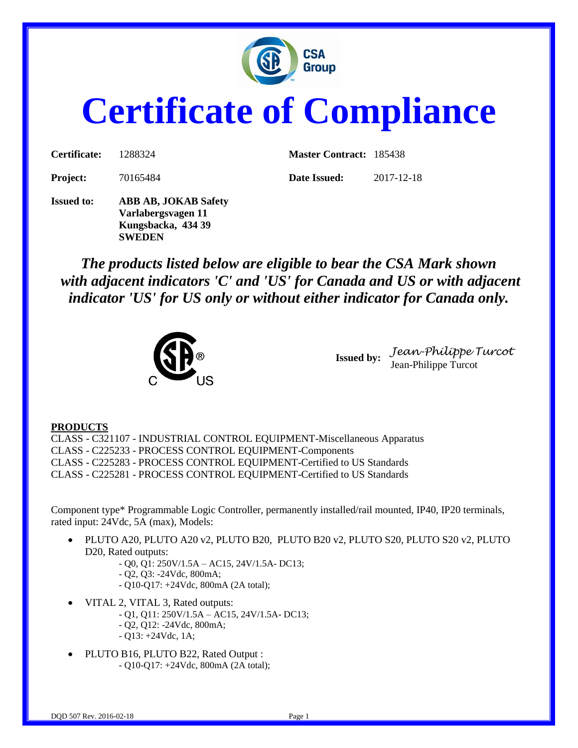# Certificate of Compliance

| | | | |
|---|---|---|---|
| **Certificate:** | 1288324 | **Master Contract:** | 185438 |
| **Project:** | 70165484 | **Date Issued:** | 2017-12-18 |

**Issued to:** **ABB AB, JOKAB Safety**
**Varlabergsvagen 11**
**Kungsbacka, 434 39**
**SWEDEN**

***The products listed below are eligible to bear the CSA Mark shown with adjacent indicators 'C' and 'US' for Canada and US or with adjacent indicator 'US' for US only or without either indicator for Canada only.***

**Issued by:** *Jean-Philippe Turcot*
Jean-Philippe Turcot

**PRODUCTS**

CLASS - C321107 - INDUSTRIAL CONTROL EQUIPMENT-Miscellaneous Apparatus
CLASS - C225233 - PROCESS CONTROL EQUIPMENT-Components
CLASS - C225283 - PROCESS CONTROL EQUIPMENT-Certified to US Standards
CLASS - C225281 - PROCESS CONTROL EQUIPMENT-Certified to US Standards

Component type* Programmable Logic Controller, permanently installed/rail mounted, IP40, IP20 terminals, rated input: 24Vdc, 5A (max), Models:

- PLUTO A20, PLUTO A20 v2, PLUTO B20, PLUTO B20 v2, PLUTO S20, PLUTO S20 v2, PLUTO D20, Rated outputs:
  - Q0, Q1: 250V/1.5A – AC15, 24V/1.5A- DC13;
  - Q2, Q3: -24Vdc, 800mA;
  - Q10-Q17: +24Vdc, 800mA (2A total);
- VITAL 2, VITAL 3, Rated outputs:
  - Q1, Q11: 250V/1.5A – AC15, 24V/1.5A- DC13;
  - Q2, Q12: -24Vdc, 800mA;
  - Q13: +24Vdc, 1A;
- PLUTO B16, PLUTO B22, Rated Output :
  - Q10-Q17: +24Vdc, 800mA (2A total);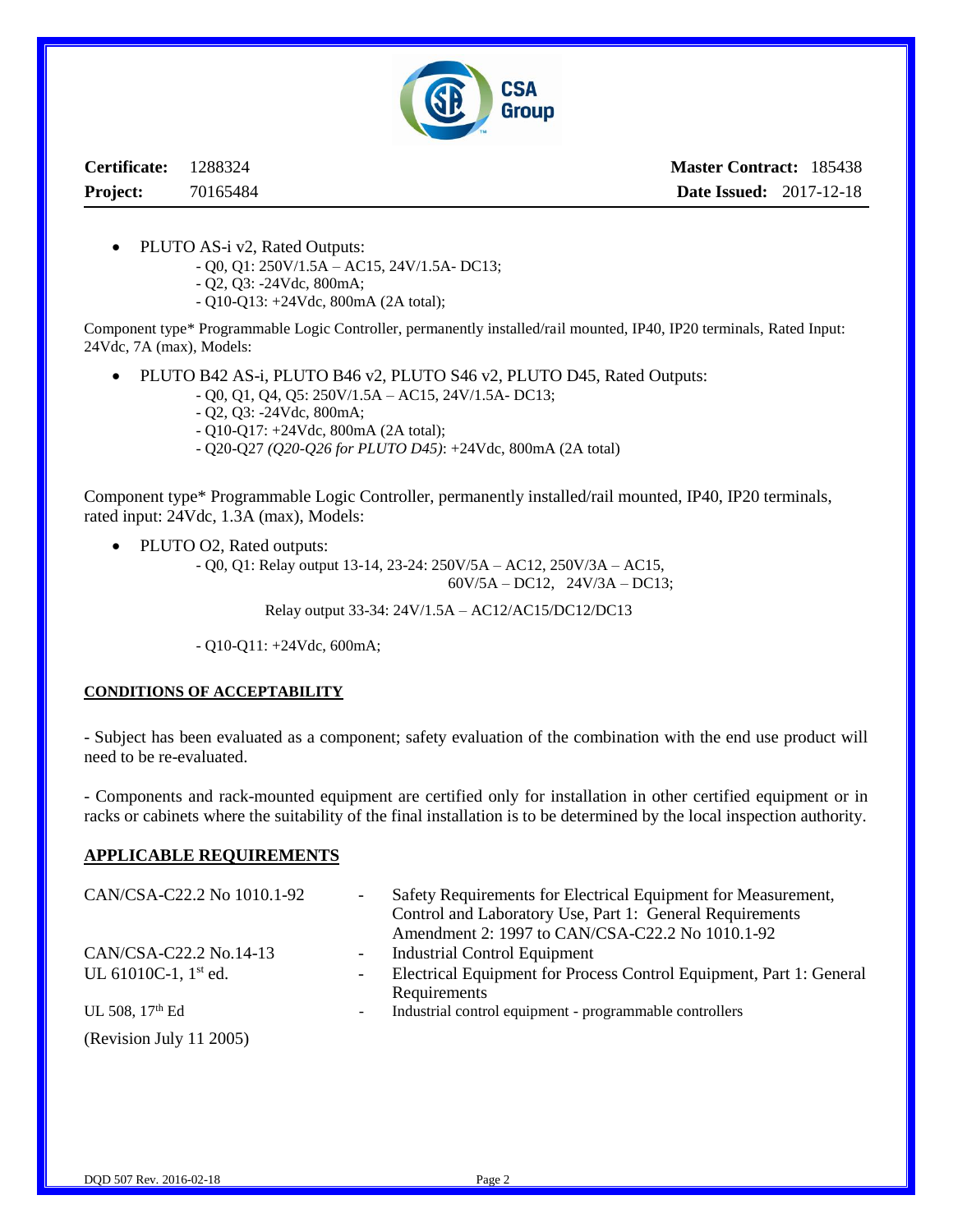**Certificate:** 1288324 **Master Contract:** 185438

**Project:** 70165484 **Date Issued:** 2017-12-18

- PLUTO AS-i v2, Rated Outputs:
  - Q0, Q1: 250V/1.5A – AC15, 24V/1.5A- DC13;
  - Q2, Q3: -24Vdc, 800mA;
  - Q10-Q13: +24Vdc, 800mA (2A total);

Component type* Programmable Logic Controller, permanently installed/rail mounted, IP40, IP20 terminals, Rated Input: 24Vdc, 7A (max), Models:

- PLUTO B42 AS-i, PLUTO B46 v2, PLUTO S46 v2, PLUTO D45, Rated Outputs:
  - Q0, Q1, Q4, Q5: 250V/1.5A – AC15, 24V/1.5A- DC13;
  - Q2, Q3: -24Vdc, 800mA;
  - Q10-Q17: +24Vdc, 800mA (2A total);
  - Q20-Q27 *(Q20-Q26 for PLUTO D45)*: +24Vdc, 800mA (2A total)

Component type* Programmable Logic Controller, permanently installed/rail mounted, IP40, IP20 terminals, rated input: 24Vdc, 1.3A (max), Models:

- PLUTO O2, Rated outputs:
  - Q0, Q1: Relay output 13-14, 23-24: 250V/5A – AC12, 250V/3A – AC15, 60V/5A – DC12, 24V/3A – DC13;

    Relay output 33-34: 24V/1.5A – AC12/AC15/DC12/DC13
  - Q10-Q11: +24Vdc, 600mA;

## CONDITIONS OF ACCEPTABILITY

- Subject has been evaluated as a component; safety evaluation of the combination with the end use product will need to be re-evaluated.

- Components and rack-mounted equipment are certified only for installation in other certified equipment or in racks or cabinets where the suitability of the final installation is to be determined by the local inspection authority.

## APPLICABLE REQUIREMENTS

| | | |
|---|---|---|
| CAN/CSA-C22.2 No 1010.1-92 | - | Safety Requirements for Electrical Equipment for Measurement, Control and Laboratory Use, Part 1: General Requirements Amendment 2: 1997 to CAN/CSA-C22.2 No 1010.1-92 |
| CAN/CSA-C22.2 No.14-13 | - | Industrial Control Equipment |
| UL 61010C-1, 1st ed. | - | Electrical Equipment for Process Control Equipment, Part 1: General Requirements |
| UL 508, 17th Ed (Revision July 11 2005) | - | Industrial control equipment - programmable controllers |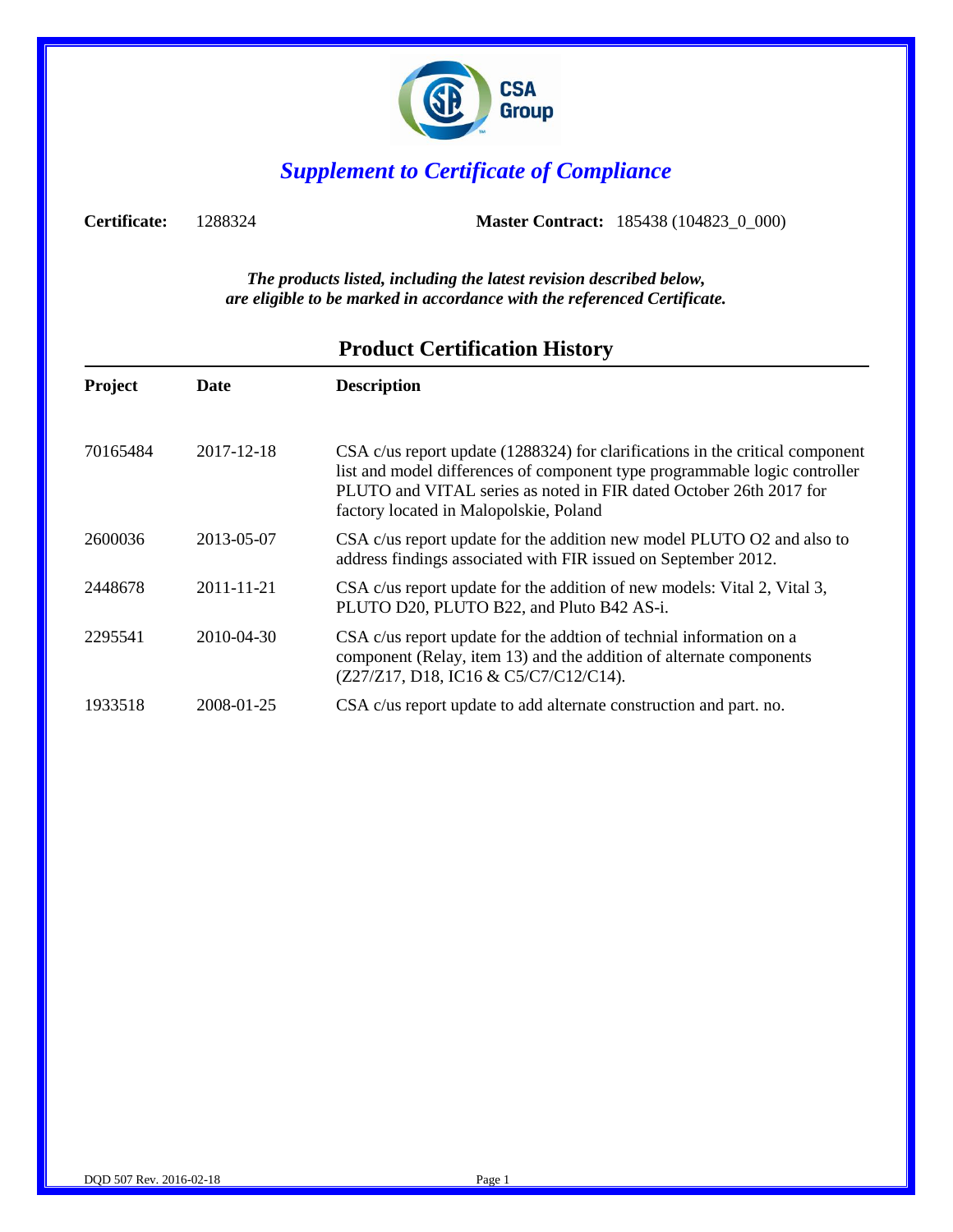# *Supplement to Certificate of Compliance*

**Certificate:** 1288324 **Master Contract:** 185438 (104823_0_000)

***The products listed, including the latest revision described below, are eligible to be marked in accordance with the referenced Certificate.***

## Product Certification History

| Project | Date | Description |
|---|---|---|
| 70165484 | 2017-12-18 | CSA c/us report update (1288324) for clarifications in the critical component list and model differences of component type programmable logic controller PLUTO and VITAL series as noted in FIR dated October 26th 2017 for factory located in Malopolskie, Poland |
| 2600036 | 2013-05-07 | CSA c/us report update for the addition new model PLUTO O2 and also to address findings associated with FIR issued on September 2012. |
| 2448678 | 2011-11-21 | CSA c/us report update for the addition of new models: Vital 2, Vital 3, PLUTO D20, PLUTO B22, and Pluto B42 AS-i. |
| 2295541 | 2010-04-30 | CSA c/us report update for the addtion of technial information on a component (Relay, item 13) and the addition of alternate components (Z27/Z17, D18, IC16 & C5/C7/C12/C14). |
| 1933518 | 2008-01-25 | CSA c/us report update to add alternate construction and part. no. |

DQD 507 Rev. 2016-02-18